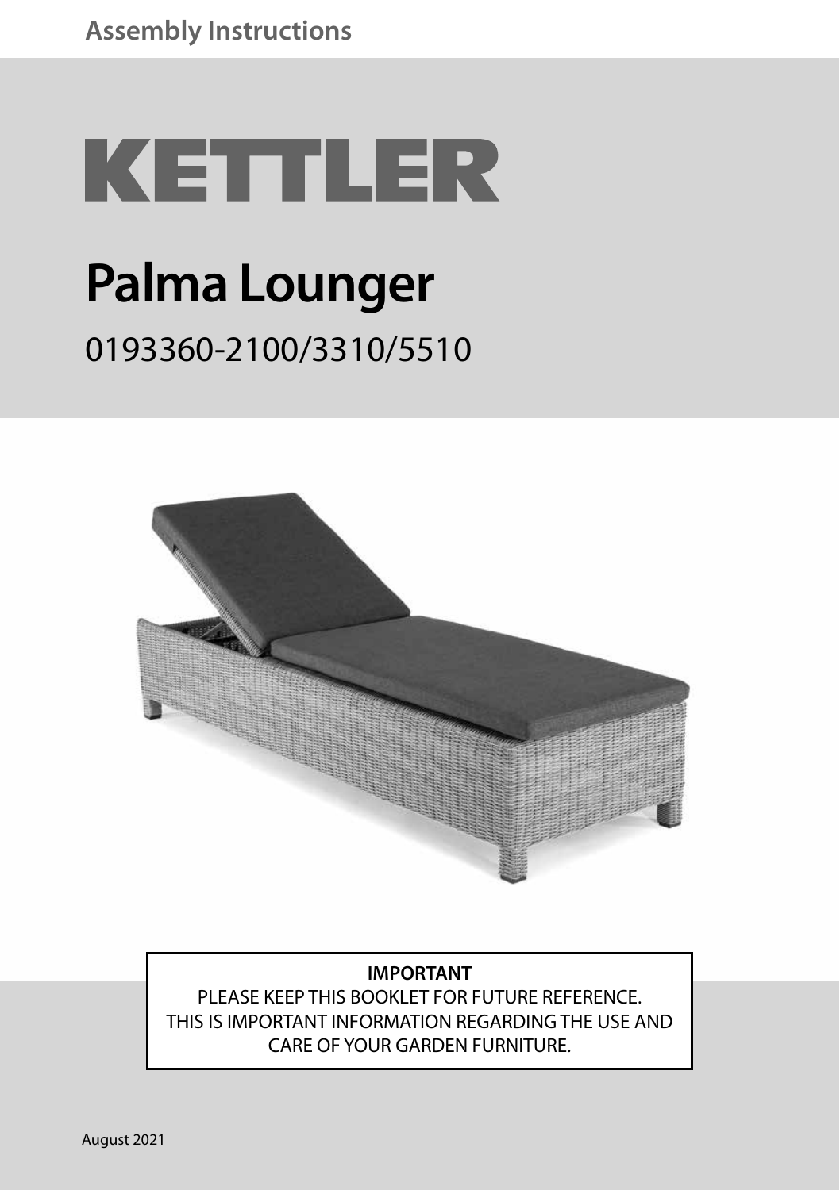Assembly Instructions

# KETTLER

# Palma Lounger

0193360-2100/3310/5510

**IMPORTANT**

PLEASE KEEP THIS BOOKLET FOR FUTURE REFERENCE.
THIS IS IMPORTANT INFORMATION REGARDING THE USE AND CARE OF YOUR GARDEN FURNITURE.

August 2021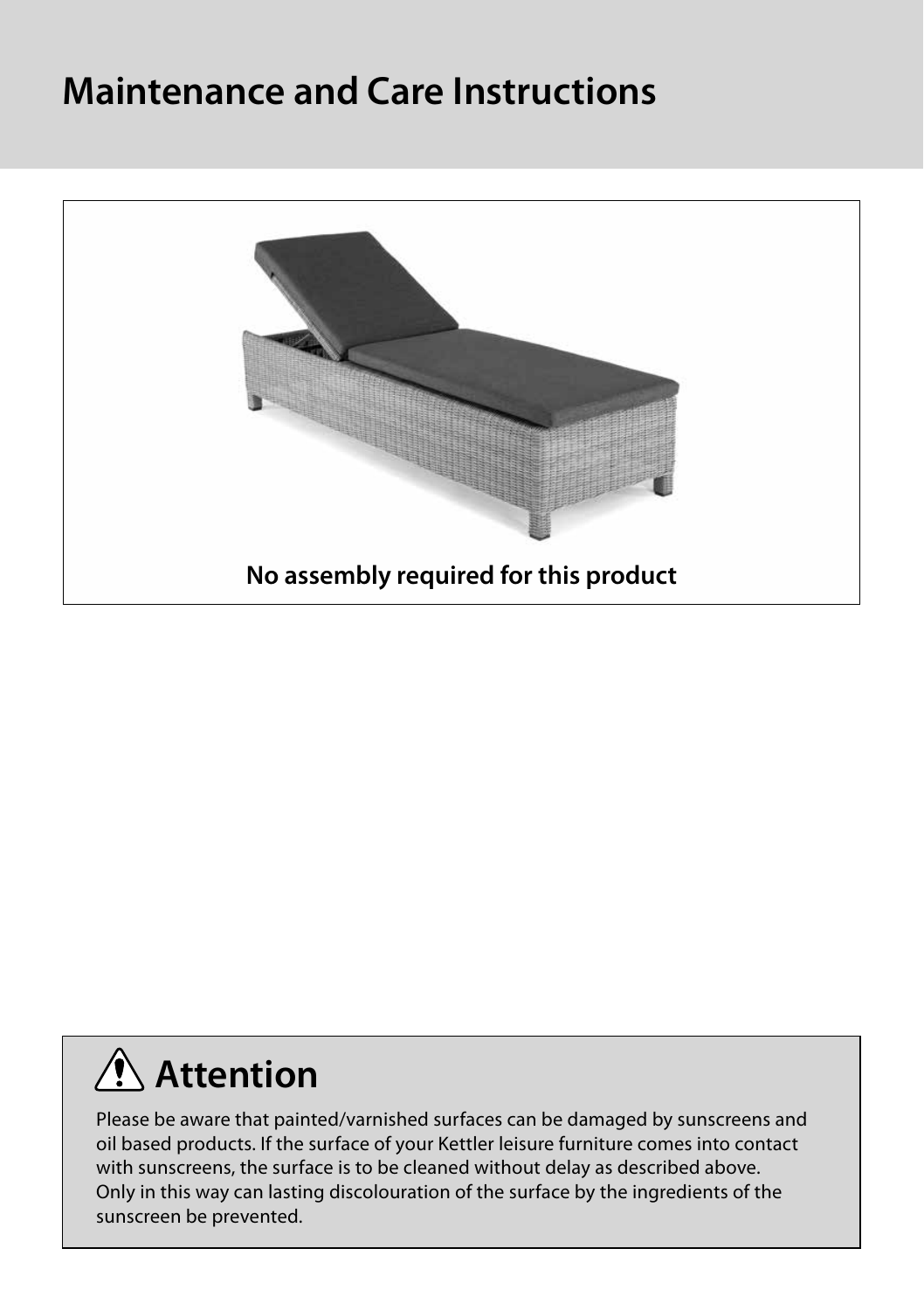# Maintenance and Care Instructions

**No assembly required for this product**

## ⚠ Attention

Please be aware that painted/varnished surfaces can be damaged by sunscreens and oil based products. If the surface of your Kettler leisure furniture comes into contact with sunscreens, the surface is to be cleaned without delay as described above. Only in this way can lasting discolouration of the surface by the ingredients of the sunscreen be prevented.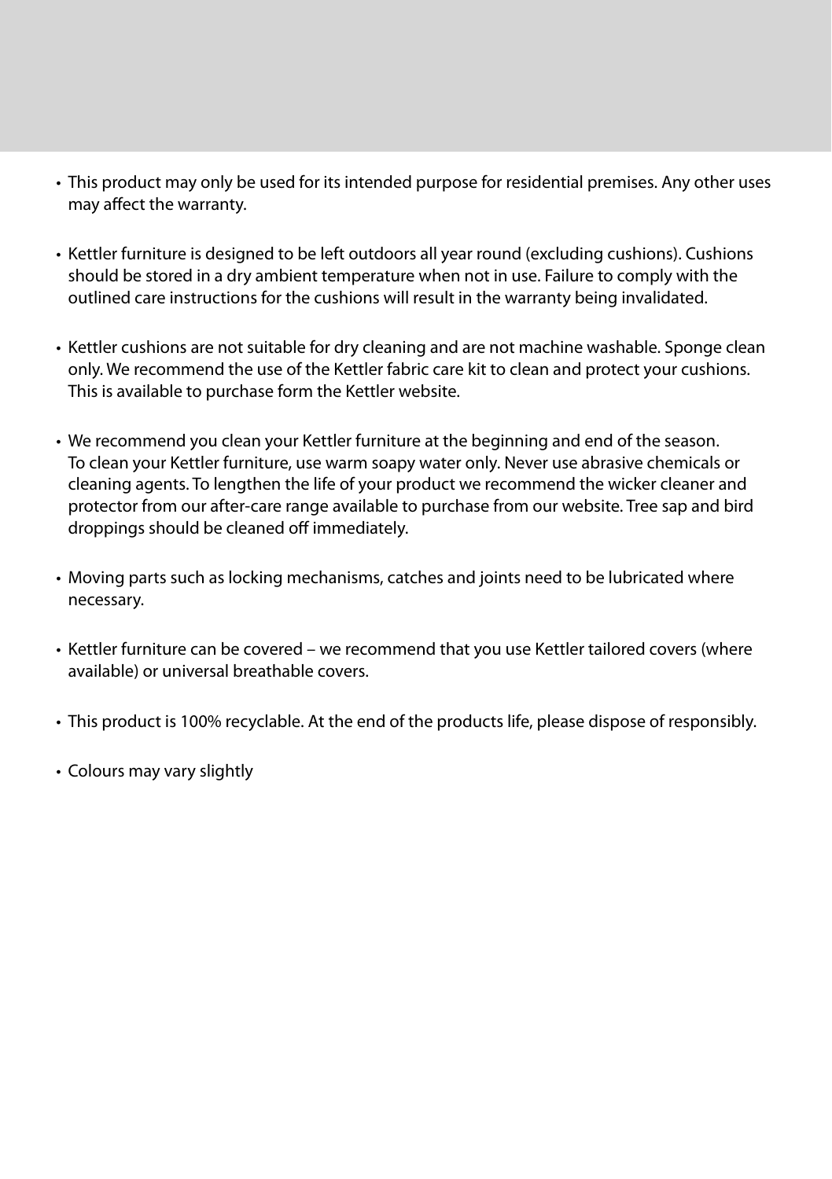- This product may only be used for its intended purpose for residential premises. Any other uses may affect the warranty.

- Kettler furniture is designed to be left outdoors all year round (excluding cushions). Cushions should be stored in a dry ambient temperature when not in use. Failure to comply with the outlined care instructions for the cushions will result in the warranty being invalidated.

- Kettler cushions are not suitable for dry cleaning and are not machine washable. Sponge clean only. We recommend the use of the Kettler fabric care kit to clean and protect your cushions. This is available to purchase form the Kettler website.

- We recommend you clean your Kettler furniture at the beginning and end of the season. To clean your Kettler furniture, use warm soapy water only. Never use abrasive chemicals or cleaning agents. To lengthen the life of your product we recommend the wicker cleaner and protector from our after-care range available to purchase from our website. Tree sap and bird droppings should be cleaned off immediately.

- Moving parts such as locking mechanisms, catches and joints need to be lubricated where necessary.

- Kettler furniture can be covered – we recommend that you use Kettler tailored covers (where available) or universal breathable covers.

- This product is 100% recyclable. At the end of the products life, please dispose of responsibly.

- Colours may vary slightly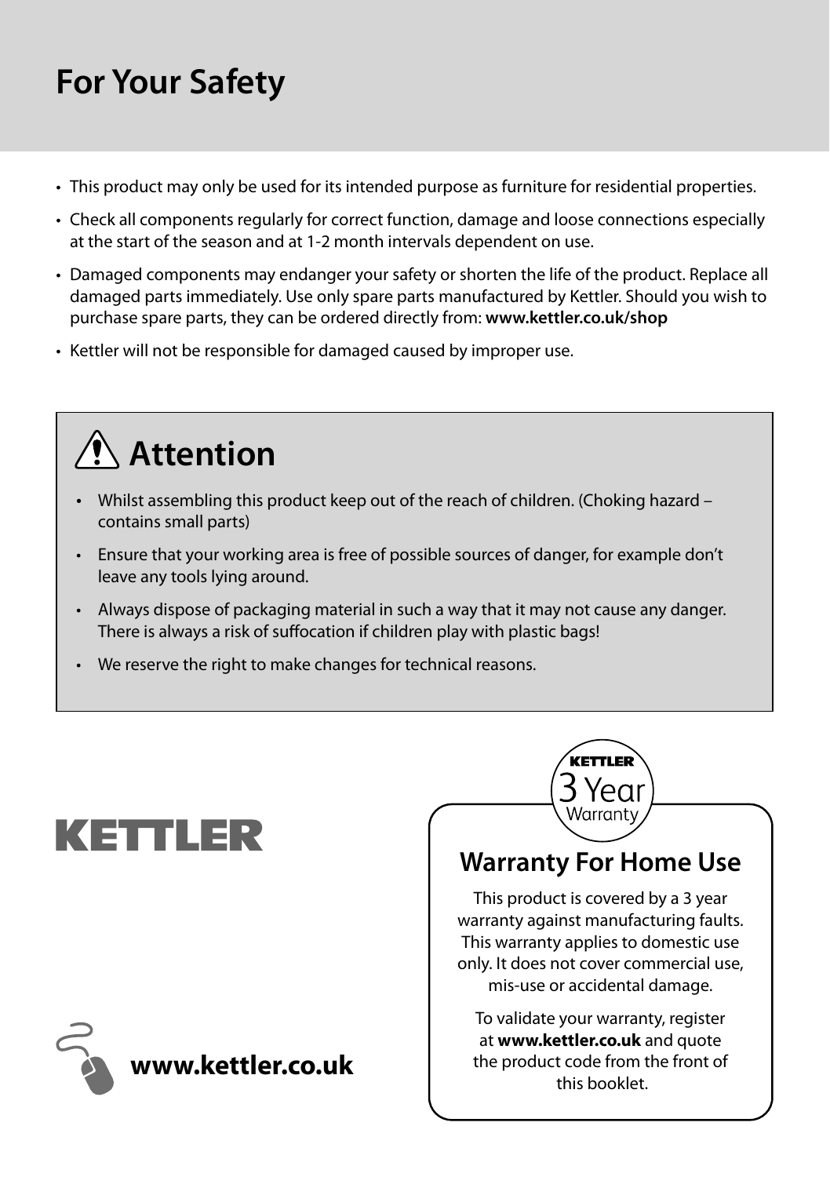# For Your Safety

- This product may only be used for its intended purpose as furniture for residential properties.
- Check all components regularly for correct function, damage and loose connections especially at the start of the season and at 1-2 month intervals dependent on use.
- Damaged components may endanger your safety or shorten the life of the product. Replace all damaged parts immediately. Use only spare parts manufactured by Kettler. Should you wish to purchase spare parts, they can be ordered directly from: **www.kettler.co.uk/shop**
- Kettler will not be responsible for damaged caused by improper use.

## ⚠ Attention

- Whilst assembling this product keep out of the reach of children. (Choking hazard – contains small parts)
- Ensure that your working area is free of possible sources of danger, for example don't leave any tools lying around.
- Always dispose of packaging material in such a way that it may not cause any danger. There is always a risk of suffocation if children play with plastic bags!
- We reserve the right to make changes for technical reasons.

KETTLER

**www.kettler.co.uk**

KETTLER
3 Year
Warranty

## Warranty For Home Use

This product is covered by a 3 year warranty against manufacturing faults. This warranty applies to domestic use only. It does not cover commercial use, mis-use or accidental damage.

To validate your warranty, register at **www.kettler.co.uk** and quote the product code from the front of this booklet.